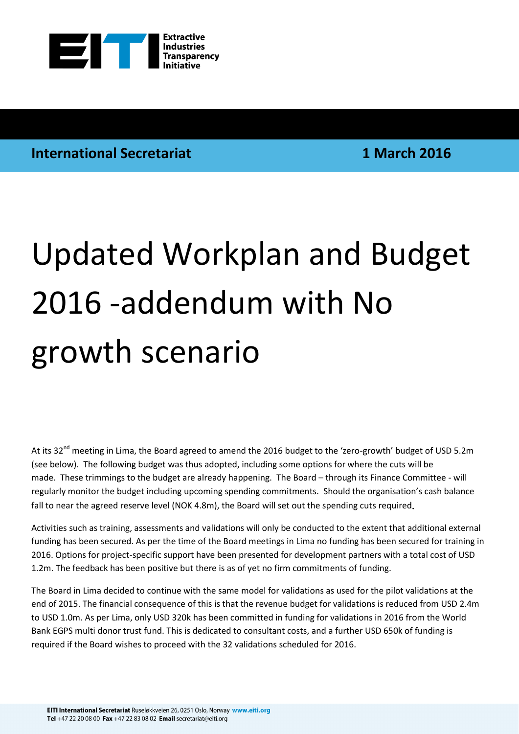Extractive Industries Transparency Initiative

**International Secretariat** **1 March 2016**

# Updated Workplan and Budget 2016 -addendum with No growth scenario

At its 32nd meeting in Lima, the Board agreed to amend the 2016 budget to the 'zero-growth' budget of USD 5.2m (see below). The following budget was thus adopted, including some options for where the cuts will be made. These trimmings to the budget are already happening. The Board – through its Finance Committee - will regularly monitor the budget including upcoming spending commitments. Should the organisation's cash balance fall to near the agreed reserve level (NOK 4.8m), the Board will set out the spending cuts required.

Activities such as training, assessments and validations will only be conducted to the extent that additional external funding has been secured. As per the time of the Board meetings in Lima no funding has been secured for training in 2016. Options for project-specific support have been presented for development partners with a total cost of USD 1.2m. The feedback has been positive but there is as of yet no firm commitments of funding.

The Board in Lima decided to continue with the same model for validations as used for the pilot validations at the end of 2015. The financial consequence of this is that the revenue budget for validations is reduced from USD 2.4m to USD 1.0m. As per Lima, only USD 320k has been committed in funding for validations in 2016 from the World Bank EGPS multi donor trust fund. This is dedicated to consultant costs, and a further USD 650k of funding is required if the Board wishes to proceed with the 32 validations scheduled for 2016.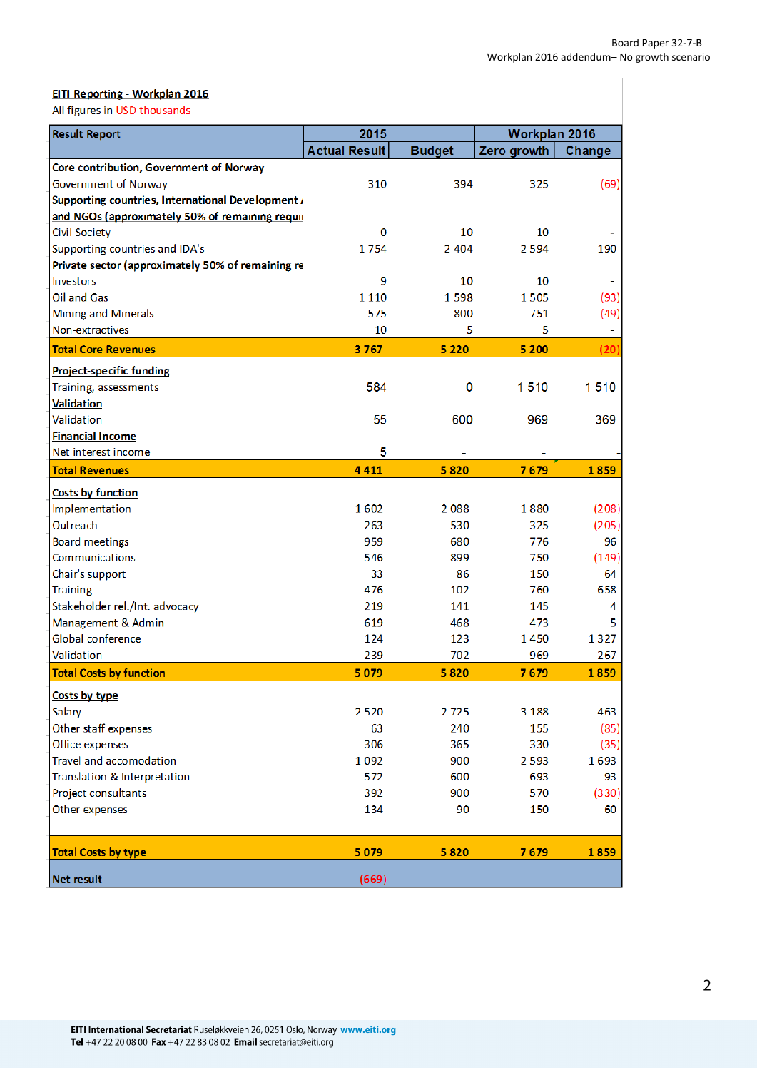Board Paper 32-7-B
Workplan 2016 addendum– No growth scenario

**EITI Reporting - Workplan 2016**

All figures in USD thousands

| Result Report | 2015 | | Workplan 2016 | |
|---|---|---|---|---|
| | Actual Result | Budget | Zero growth | Change |
| **Core contribution, Government of Norway** | | | | |
| Government of Norway | 310 | 394 | 325 | (69) |
| **Supporting countries, International Development / and NGOs (approximately 50% of remaining requi** | | | | |
| Civil Society | 0 | 10 | 10 | - |
| Supporting countries and IDA's | 1 754 | 2 404 | 2 594 | 190 |
| **Private sector (approximately 50% of remaining re** | | | | |
| Investors | 9 | 10 | 10 | - |
| Oil and Gas | 1 110 | 1 598 | 1 505 | (93) |
| Mining and Minerals | 575 | 800 | 751 | (49) |
| Non-extractives | 10 | 5 | 5 | - |
| **Total Core Revenues** | **3 767** | **5 220** | **5 200** | **(20)** |
| **Project-specific funding** | | | | |
| Training, assessments | 584 | 0 | 1 510 | 1 510 |
| **Validation** | | | | |
| Validation | 55 | 600 | 969 | 369 |
| **Financial Income** | | | | |
| Net interest income | 5 | - | - | - |
| **Total Revenues** | **4 411** | **5 820** | **7 679** | **1 859** |
| **Costs by function** | | | | |
| Implementation | 1 602 | 2 088 | 1 880 | (208) |
| Outreach | 263 | 530 | 325 | (205) |
| Board meetings | 959 | 680 | 776 | 96 |
| Communications | 546 | 899 | 750 | (149) |
| Chair's support | 33 | 86 | 150 | 64 |
| Training | 476 | 102 | 760 | 658 |
| Stakeholder rel./Int. advocacy | 219 | 141 | 145 | 4 |
| Management & Admin | 619 | 468 | 473 | 5 |
| Global conference | 124 | 123 | 1 450 | 1 327 |
| Validation | 239 | 702 | 969 | 267 |
| **Total Costs by function** | **5 079** | **5 820** | **7 679** | **1 859** |
| **Costs by type** | | | | |
| Salary | 2 520 | 2 725 | 3 188 | 463 |
| Other staff expenses | 63 | 240 | 155 | (85) |
| Office expenses | 306 | 365 | 330 | (35) |
| Travel and accomodation | 1 092 | 900 | 2 593 | 1 693 |
| Translation & Interpretation | 572 | 600 | 693 | 93 |
| Project consultants | 392 | 900 | 570 | (330) |
| Other expenses | 134 | 90 | 150 | 60 |
| **Total Costs by type** | **5 079** | **5 820** | **7 679** | **1 859** |
| **Net result** | **(669)** | - | - | - |

**EITI International Secretariat** Ruseløkkveien 26, 0251 Oslo, Norway **www.eiti.org**
**Tel** +47 22 20 08 00 **Fax** +47 22 83 08 02 **Email** secretariat@eiti.org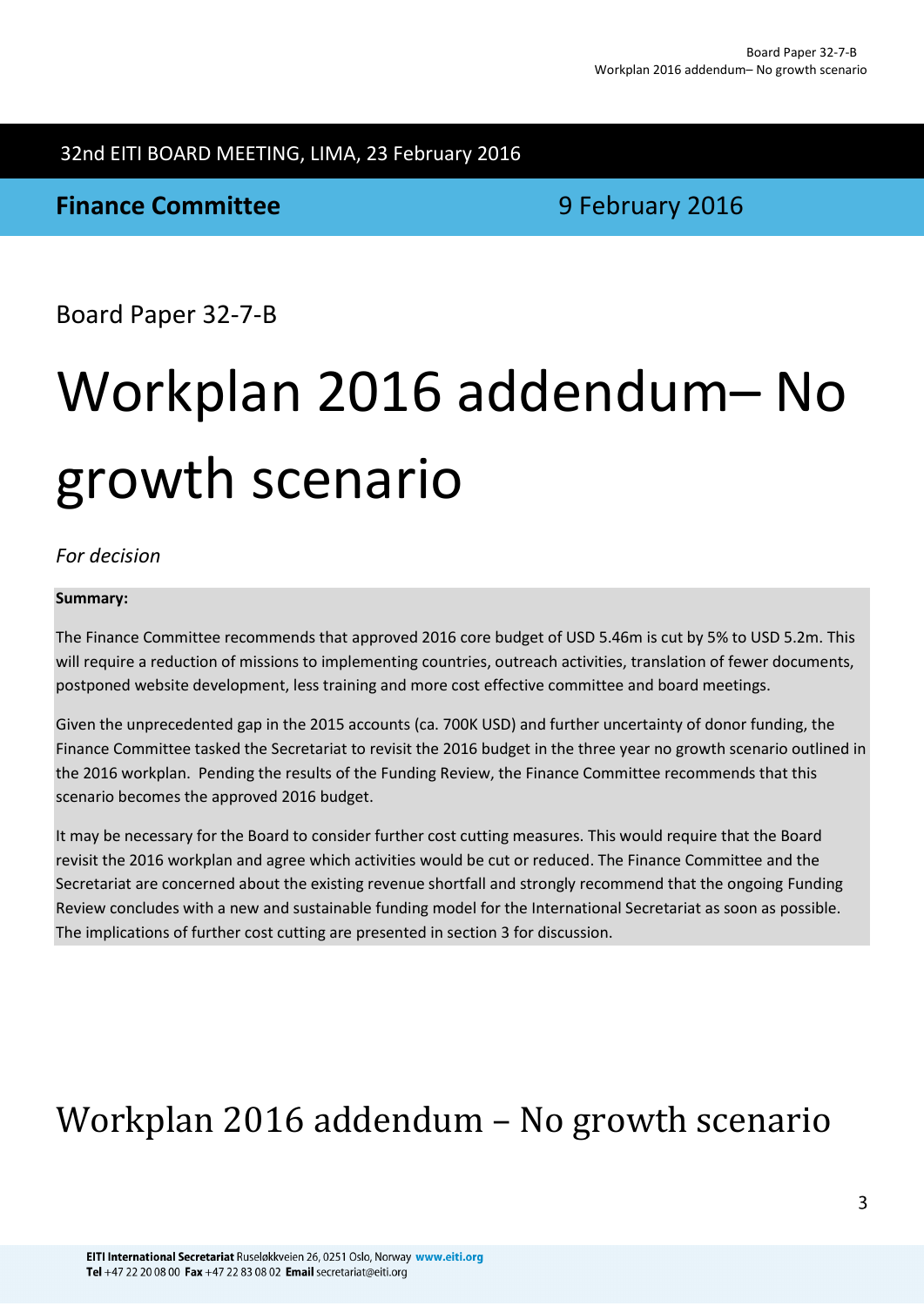32nd EITI BOARD MEETING, LIMA, 23 February 2016

**Finance Committee** 9 February 2016

Board Paper 32-7-B

# Workplan 2016 addendum– No growth scenario

*For decision*

**Summary:**

The Finance Committee recommends that approved 2016 core budget of USD 5.46m is cut by 5% to USD 5.2m. This will require a reduction of missions to implementing countries, outreach activities, translation of fewer documents, postponed website development, less training and more cost effective committee and board meetings.

Given the unprecedented gap in the 2015 accounts (ca. 700K USD) and further uncertainty of donor funding, the Finance Committee tasked the Secretariat to revisit the 2016 budget in the three year no growth scenario outlined in the 2016 workplan. Pending the results of the Funding Review, the Finance Committee recommends that this scenario becomes the approved 2016 budget.

It may be necessary for the Board to consider further cost cutting measures. This would require that the Board revisit the 2016 workplan and agree which activities would be cut or reduced. The Finance Committee and the Secretariat are concerned about the existing revenue shortfall and strongly recommend that the ongoing Funding Review concludes with a new and sustainable funding model for the International Secretariat as soon as possible. The implications of further cost cutting are presented in section 3 for discussion.

# Workplan 2016 addendum – No growth scenario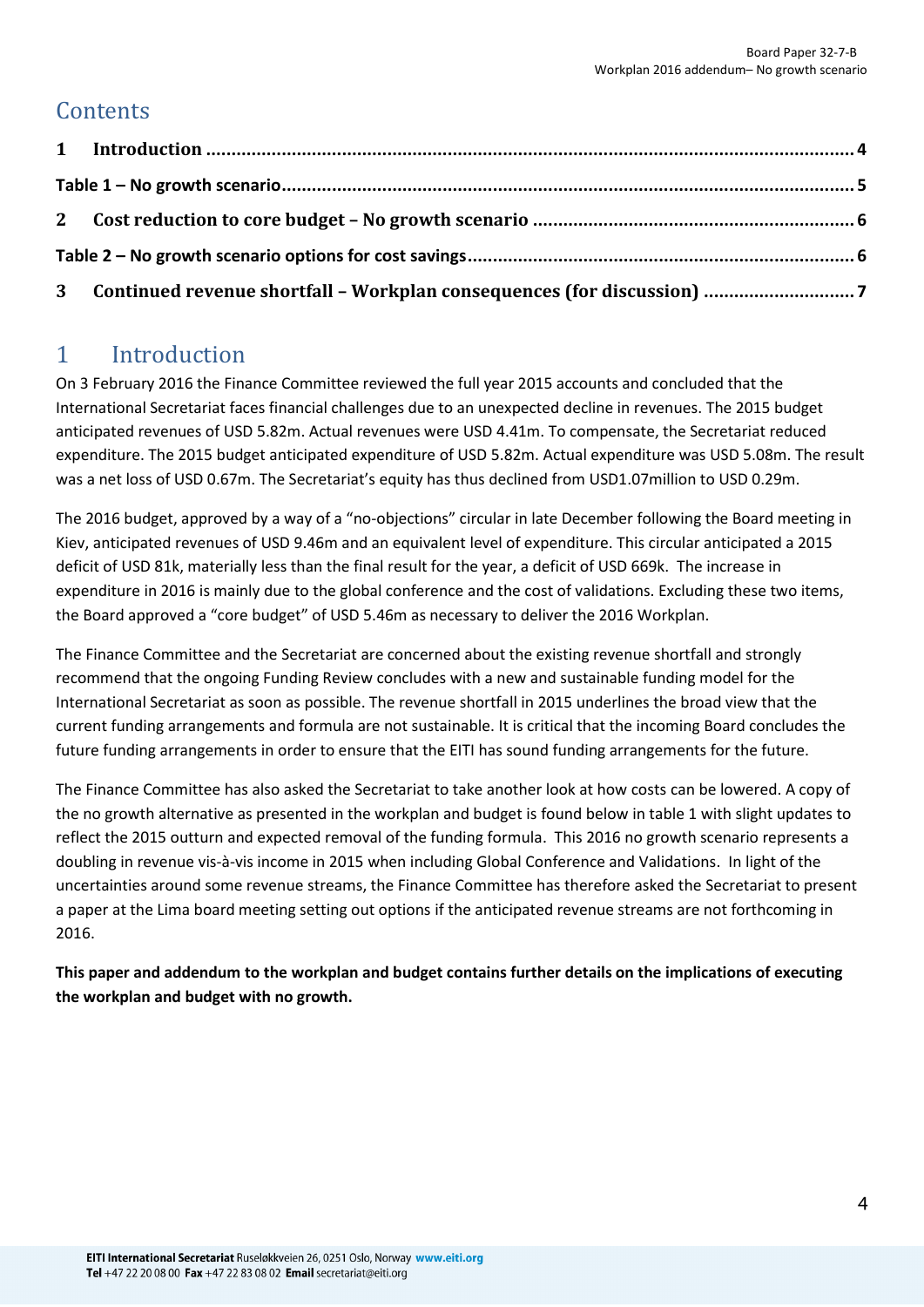# Contents

| | | |
|---|---|---|
| **1** | **Introduction** | **4** |
| **Table 1 – No growth scenario** | | **5** |
| **2** | **Cost reduction to core budget – No growth scenario** | **6** |
| **Table 2 – No growth scenario options for cost savings** | | **6** |
| **3** | **Continued revenue shortfall – Workplan consequences (for discussion)** | **7** |

# 1 Introduction

On 3 February 2016 the Finance Committee reviewed the full year 2015 accounts and concluded that the International Secretariat faces financial challenges due to an unexpected decline in revenues. The 2015 budget anticipated revenues of USD 5.82m. Actual revenues were USD 4.41m. To compensate, the Secretariat reduced expenditure. The 2015 budget anticipated expenditure of USD 5.82m. Actual expenditure was USD 5.08m. The result was a net loss of USD 0.67m. The Secretariat's equity has thus declined from USD1.07million to USD 0.29m.

The 2016 budget, approved by a way of a "no-objections" circular in late December following the Board meeting in Kiev, anticipated revenues of USD 9.46m and an equivalent level of expenditure. This circular anticipated a 2015 deficit of USD 81k, materially less than the final result for the year, a deficit of USD 669k. The increase in expenditure in 2016 is mainly due to the global conference and the cost of validations. Excluding these two items, the Board approved a "core budget" of USD 5.46m as necessary to deliver the 2016 Workplan.

The Finance Committee and the Secretariat are concerned about the existing revenue shortfall and strongly recommend that the ongoing Funding Review concludes with a new and sustainable funding model for the International Secretariat as soon as possible. The revenue shortfall in 2015 underlines the broad view that the current funding arrangements and formula are not sustainable. It is critical that the incoming Board concludes the future funding arrangements in order to ensure that the EITI has sound funding arrangements for the future.

The Finance Committee has also asked the Secretariat to take another look at how costs can be lowered. A copy of the no growth alternative as presented in the workplan and budget is found below in table 1 with slight updates to reflect the 2015 outturn and expected removal of the funding formula. This 2016 no growth scenario represents a doubling in revenue vis-à-vis income in 2015 when including Global Conference and Validations. In light of the uncertainties around some revenue streams, the Finance Committee has therefore asked the Secretariat to present a paper at the Lima board meeting setting out options if the anticipated revenue streams are not forthcoming in 2016.

**This paper and addendum to the workplan and budget contains further details on the implications of executing the workplan and budget with no growth.**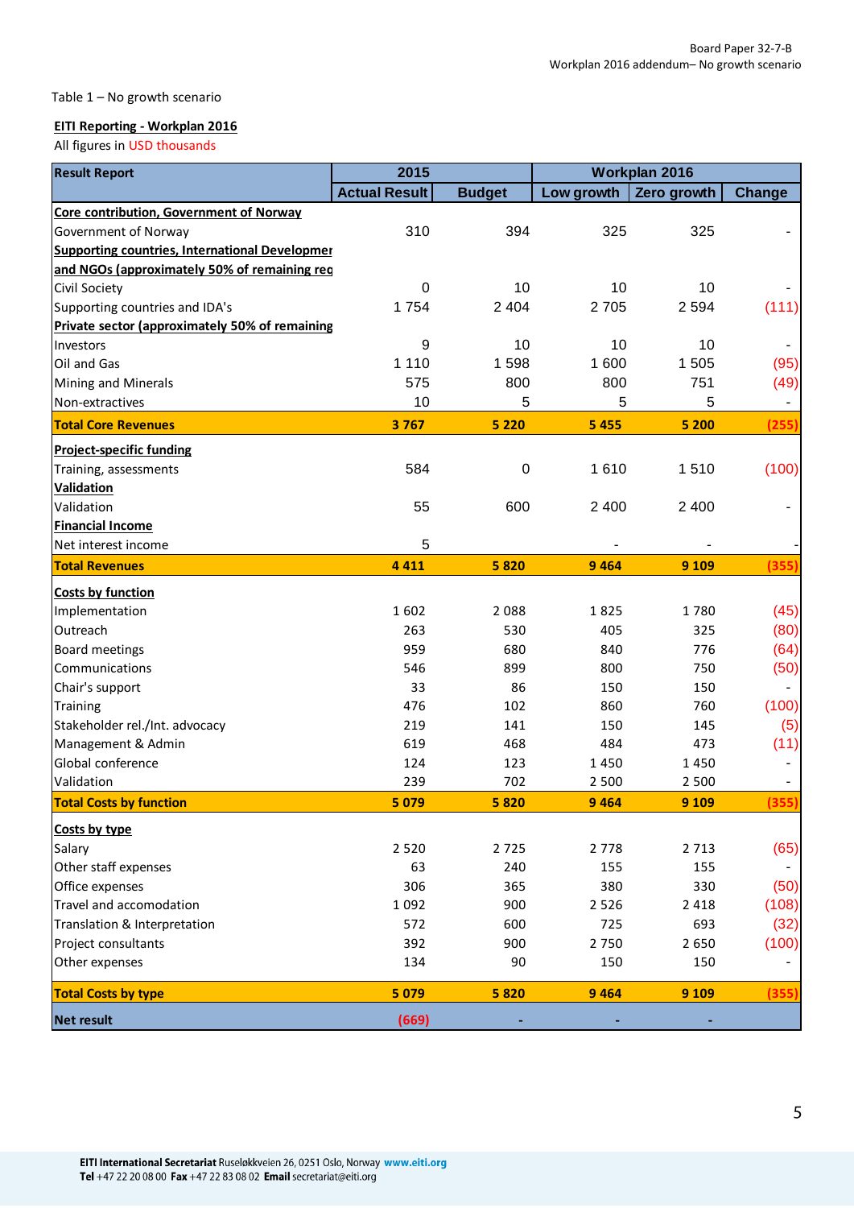Table 1 – No growth scenario

**EITI Reporting - Workplan 2016**

All figures in USD thousands

| Result Report | 2015 | | Workplan 2016 | | |
|---|---|---|---|---|---|
| | Actual Result | Budget | Low growth | Zero growth | Change |
| **Core contribution, Government of Norway** | | | | | |
| Government of Norway | 310 | 394 | 325 | 325 | - |
| **Supporting countries, International Developmer and NGOs (approximately 50% of remaining req** | | | | | |
| Civil Society | 0 | 10 | 10 | 10 | - |
| Supporting countries and IDA's | 1 754 | 2 404 | 2 705 | 2 594 | (111) |
| **Private sector (approximately 50% of remaining** | | | | | |
| Investors | 9 | 10 | 10 | 10 | - |
| Oil and Gas | 1 110 | 1 598 | 1 600 | 1 505 | (95) |
| Mining and Minerals | 575 | 800 | 800 | 751 | (49) |
| Non-extractives | 10 | 5 | 5 | 5 | - |
| **Total Core Revenues** | **3 767** | **5 220** | **5 455** | **5 200** | **(255)** |
| **Project-specific funding** | | | | | |
| Training, assessments | 584 | 0 | 1 610 | 1 510 | (100) |
| **Validation** | | | | | |
| Validation | 55 | 600 | 2 400 | 2 400 | - |
| **Financial Income** | | | | | |
| Net interest income | 5 | | - | - | - |
| **Total Revenues** | **4 411** | **5 820** | **9 464** | **9 109** | **(355)** |
| **Costs by function** | | | | | |
| Implementation | 1 602 | 2 088 | 1 825 | 1 780 | (45) |
| Outreach | 263 | 530 | 405 | 325 | (80) |
| Board meetings | 959 | 680 | 840 | 776 | (64) |
| Communications | 546 | 899 | 800 | 750 | (50) |
| Chair's support | 33 | 86 | 150 | 150 | - |
| Training | 476 | 102 | 860 | 760 | (100) |
| Stakeholder rel./Int. advocacy | 219 | 141 | 150 | 145 | (5) |
| Management & Admin | 619 | 468 | 484 | 473 | (11) |
| Global conference | 124 | 123 | 1 450 | 1 450 | - |
| Validation | 239 | 702 | 2 500 | 2 500 | - |
| **Total Costs by function** | **5 079** | **5 820** | **9 464** | **9 109** | **(355)** |
| **Costs by type** | | | | | |
| Salary | 2 520 | 2 725 | 2 778 | 2 713 | (65) |
| Other staff expenses | 63 | 240 | 155 | 155 | - |
| Office expenses | 306 | 365 | 380 | 330 | (50) |
| Travel and accomodation | 1 092 | 900 | 2 526 | 2 418 | (108) |
| Translation & Interpretation | 572 | 600 | 725 | 693 | (32) |
| Project consultants | 392 | 900 | 2 750 | 2 650 | (100) |
| Other expenses | 134 | 90 | 150 | 150 | - |
| **Total Costs by type** | **5 079** | **5 820** | **9 464** | **9 109** | **(355)** |
| **Net result** | **(669)** | **-** | **-** | **-** | |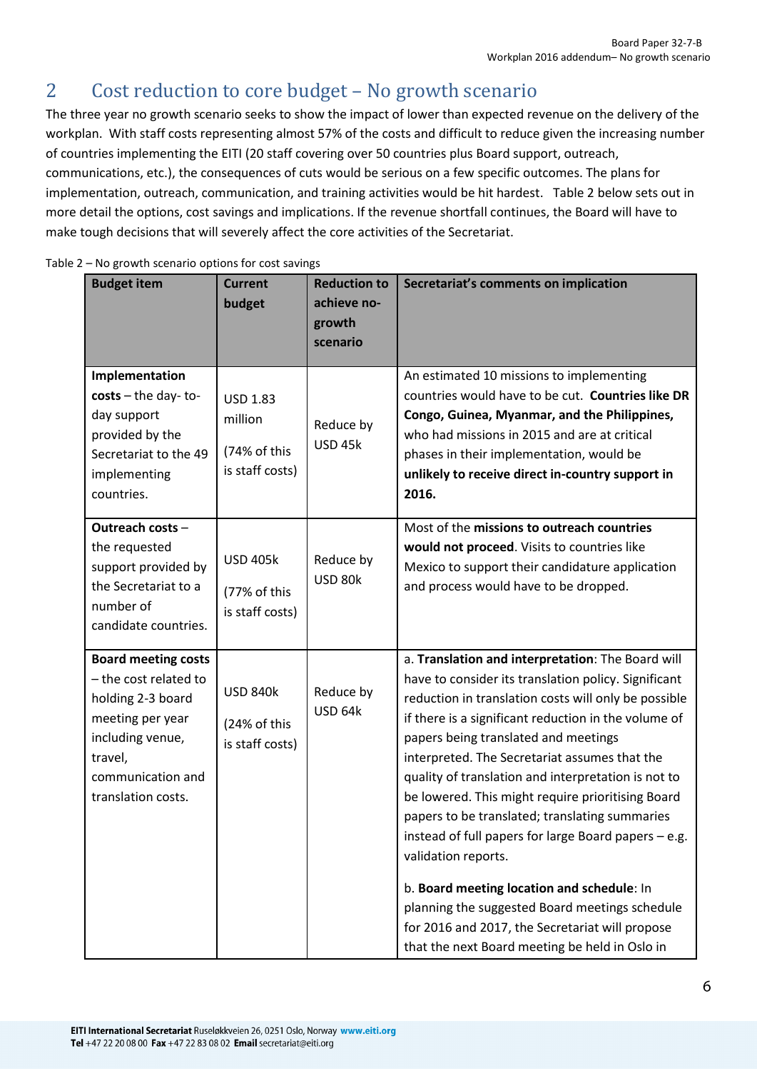## 2 Cost reduction to core budget – No growth scenario

The three year no growth scenario seeks to show the impact of lower than expected revenue on the delivery of the workplan. With staff costs representing almost 57% of the costs and difficult to reduce given the increasing number of countries implementing the EITI (20 staff covering over 50 countries plus Board support, outreach, communications, etc.), the consequences of cuts would be serious on a few specific outcomes. The plans for implementation, outreach, communication, and training activities would be hit hardest. Table 2 below sets out in more detail the options, cost savings and implications. If the revenue shortfall continues, the Board will have to make tough decisions that will severely affect the core activities of the Secretariat.

Table 2 – No growth scenario options for cost savings

| Budget item | Current budget | Reduction to achieve no-growth scenario | Secretariat's comments on implication |
|---|---|---|---|
| **Implementation costs** – the day- to-day support provided by the Secretariat to the 49 implementing countries. | USD 1.83 million<br><br>(74% of this is staff costs) | Reduce by USD 45k | An estimated 10 missions to implementing countries would have to be cut. **Countries like DR Congo, Guinea, Myanmar, and the Philippines,** who had missions in 2015 and are at critical phases in their implementation, would be **unlikely to receive direct in-country support in 2016.** |
| **Outreach costs** – the requested support provided by the Secretariat to a number of candidate countries. | USD 405k<br><br>(77% of this is staff costs) | Reduce by USD 80k | Most of the **missions to outreach countries would not proceed**. Visits to countries like Mexico to support their candidature application and process would have to be dropped. |
| **Board meeting costs** – the cost related to holding 2-3 board meeting per year including venue, travel, communication and translation costs. | USD 840k<br><br>(24% of this is staff costs) | Reduce by USD 64k | a. **Translation and interpretation**: The Board will have to consider its translation policy. Significant reduction in translation costs will only be possible if there is a significant reduction in the volume of papers being translated and meetings interpreted. The Secretariat assumes that the quality of translation and interpretation is not to be lowered. This might require prioritising Board papers to be translated; translating summaries instead of full papers for large Board papers – e.g. validation reports.<br><br>b. **Board meeting location and schedule**: In planning the suggested Board meetings schedule for 2016 and 2017, the Secretariat will propose that the next Board meeting be held in Oslo in |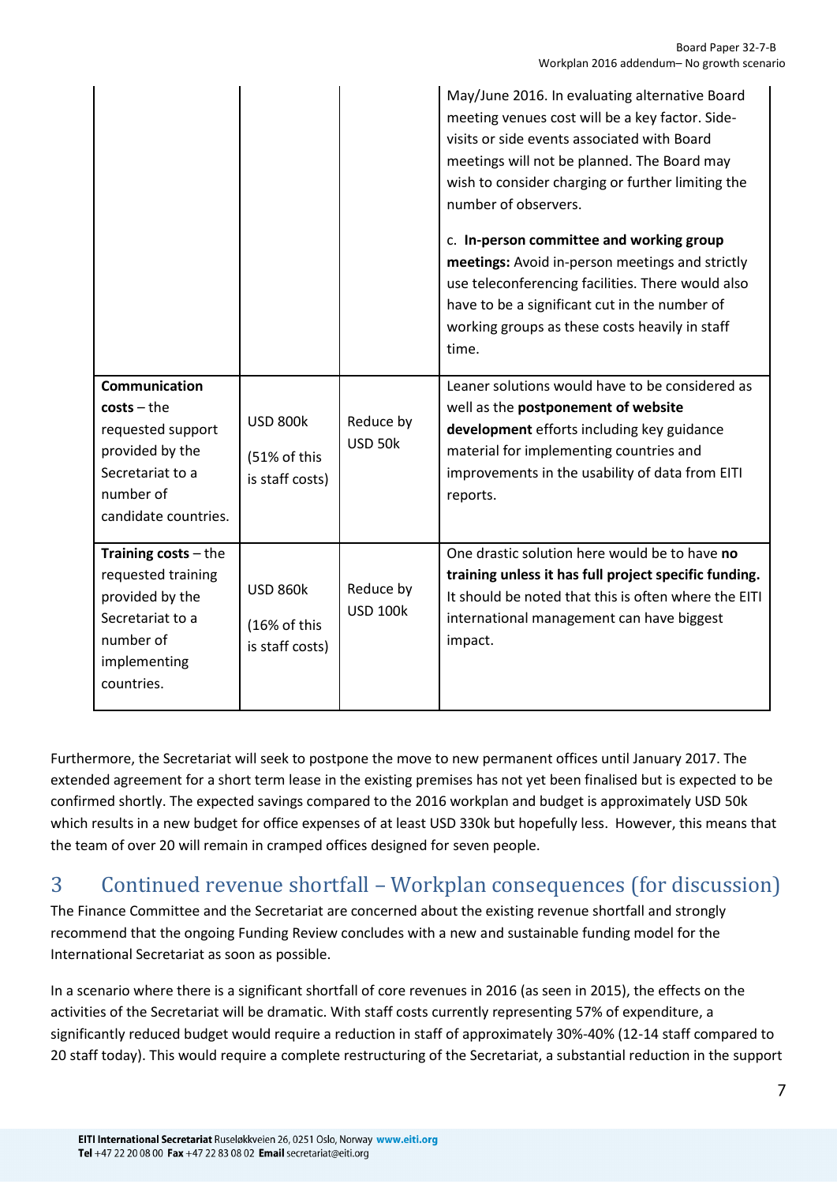| | | | |
|---|---|---|---|
| | | | May/June 2016. In evaluating alternative Board meeting venues cost will be a key factor. Side-visits or side events associated with Board meetings will not be planned. The Board may wish to consider charging or further limiting the number of observers.<br><br>c. **In-person committee and working group meetings:** Avoid in-person meetings and strictly use teleconferencing facilities. There would also have to be a significant cut in the number of working groups as these costs heavily in staff time. |
| **Communication costs** – the requested support provided by the Secretariat to a number of candidate countries. | USD 800k<br><br>(51% of this is staff costs) | Reduce by USD 50k | Leaner solutions would have to be considered as well as the **postponement of website development** efforts including key guidance material for implementing countries and improvements in the usability of data from EITI reports. |
| **Training costs** – the requested training provided by the Secretariat to a number of implementing countries. | USD 860k<br><br>(16% of this is staff costs) | Reduce by USD 100k | One drastic solution here would be to have **no training unless it has full project specific funding.** It should be noted that this is often where the EITI international management can have biggest impact. |

Furthermore, the Secretariat will seek to postpone the move to new permanent offices until January 2017. The extended agreement for a short term lease in the existing premises has not yet been finalised but is expected to be confirmed shortly. The expected savings compared to the 2016 workplan and budget is approximately USD 50k which results in a new budget for office expenses of at least USD 330k but hopefully less. However, this means that the team of over 20 will remain in cramped offices designed for seven people.

## 3 Continued revenue shortfall – Workplan consequences (for discussion)

The Finance Committee and the Secretariat are concerned about the existing revenue shortfall and strongly recommend that the ongoing Funding Review concludes with a new and sustainable funding model for the International Secretariat as soon as possible.

In a scenario where there is a significant shortfall of core revenues in 2016 (as seen in 2015), the effects on the activities of the Secretariat will be dramatic. With staff costs currently representing 57% of expenditure, a significantly reduced budget would require a reduction in staff of approximately 30%-40% (12-14 staff compared to 20 staff today). This would require a complete restructuring of the Secretariat, a substantial reduction in the support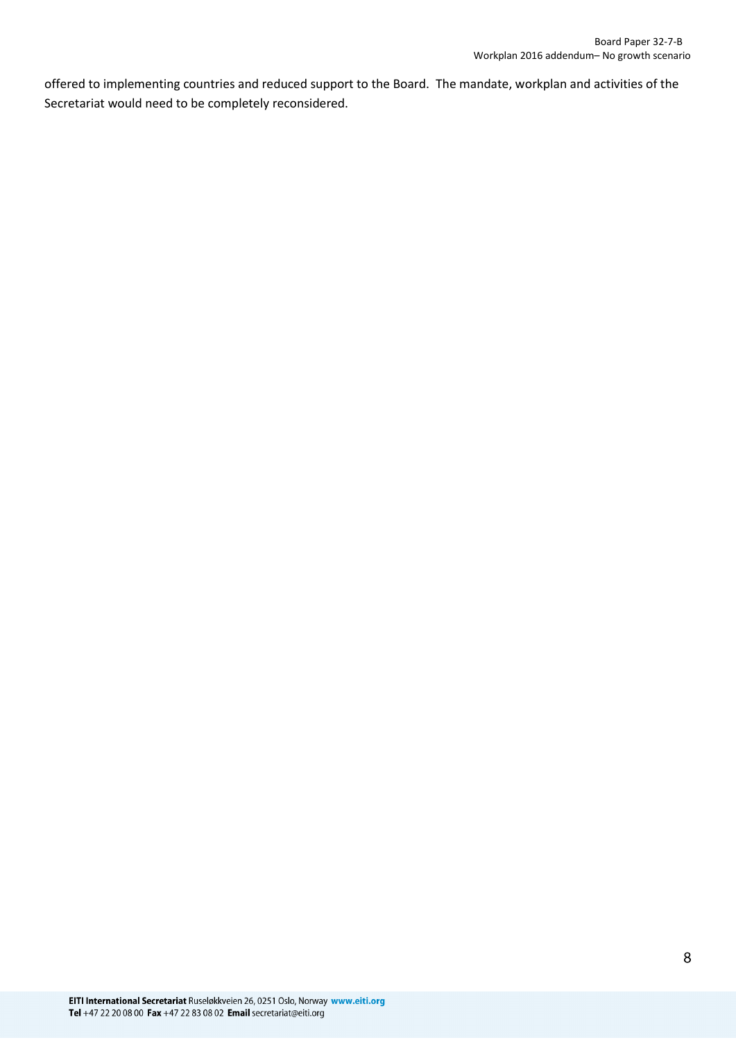offered to implementing countries and reduced support to the Board. The mandate, workplan and activities of the Secretariat would need to be completely reconsidered.